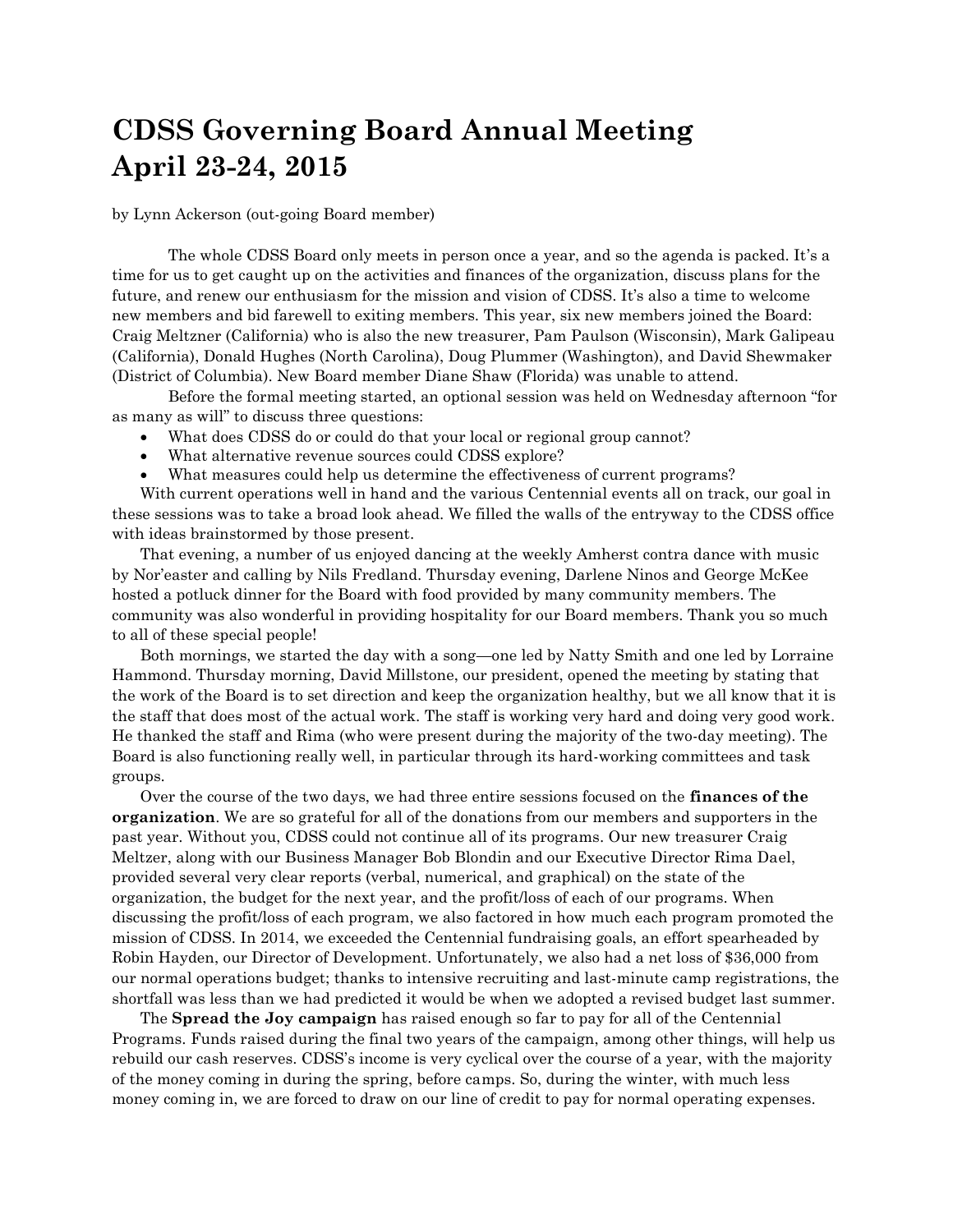# CDSS Governing Board Annual Meeting April 23-24, 2015

by Lynn Ackerson (out-going Board member)

The whole CDSS Board only meets in person once a year, and so the agenda is packed. It's a time for us to get caught up on the activities and finances of the organization, discuss plans for the future, and renew our enthusiasm for the mission and vision of CDSS. It's also a time to welcome new members and bid farewell to exiting members. This year, six new members joined the Board: Craig Meltzner (California) who is also the new treasurer, Pam Paulson (Wisconsin), Mark Galipeau (California), Donald Hughes (North Carolina), Doug Plummer (Washington), and David Shewmaker (District of Columbia). New Board member Diane Shaw (Florida) was unable to attend.

Before the formal meeting started, an optional session was held on Wednesday afternoon "for as many as will" to discuss three questions:

- What does CDSS do or could do that your local or regional group cannot?
- What alternative revenue sources could CDSS explore?
- What measures could help us determine the effectiveness of current programs?

With current operations well in hand and the various Centennial events all on track, our goal in these sessions was to take a broad look ahead. We filled the walls of the entryway to the CDSS office with ideas brainstormed by those present.

That evening, a number of us enjoyed dancing at the weekly Amherst contra dance with music by Nor'easter and calling by Nils Fredland. Thursday evening, Darlene Ninos and George McKee hosted a potluck dinner for the Board with food provided by many community members. The community was also wonderful in providing hospitality for our Board members. Thank you so much to all of these special people!

Both mornings, we started the day with a song—one led by Natty Smith and one led by Lorraine Hammond. Thursday morning, David Millstone, our president, opened the meeting by stating that the work of the Board is to set direction and keep the organization healthy, but we all know that it is the staff that does most of the actual work. The staff is working very hard and doing very good work. He thanked the staff and Rima (who were present during the majority of the two-day meeting). The Board is also functioning really well, in particular through its hard-working committees and task groups.

Over the course of the two days, we had three entire sessions focused on the **finances of the organization**. We are so grateful for all of the donations from our members and supporters in the past year. Without you, CDSS could not continue all of its programs. Our new treasurer Craig Meltzer, along with our Business Manager Bob Blondin and our Executive Director Rima Dael, provided several very clear reports (verbal, numerical, and graphical) on the state of the organization, the budget for the next year, and the profit/loss of each of our programs. When discussing the profit/loss of each program, we also factored in how much each program promoted the mission of CDSS. In 2014, we exceeded the Centennial fundraising goals, an effort spearheaded by Robin Hayden, our Director of Development. Unfortunately, we also had a net loss of $36,000 from our normal operations budget; thanks to intensive recruiting and last-minute camp registrations, the shortfall was less than we had predicted it would be when we adopted a revised budget last summer.

The **Spread the Joy campaign** has raised enough so far to pay for all of the Centennial Programs. Funds raised during the final two years of the campaign, among other things, will help us rebuild our cash reserves. CDSS's income is very cyclical over the course of a year, with the majority of the money coming in during the spring, before camps. So, during the winter, with much less money coming in, we are forced to draw on our line of credit to pay for normal operating expenses.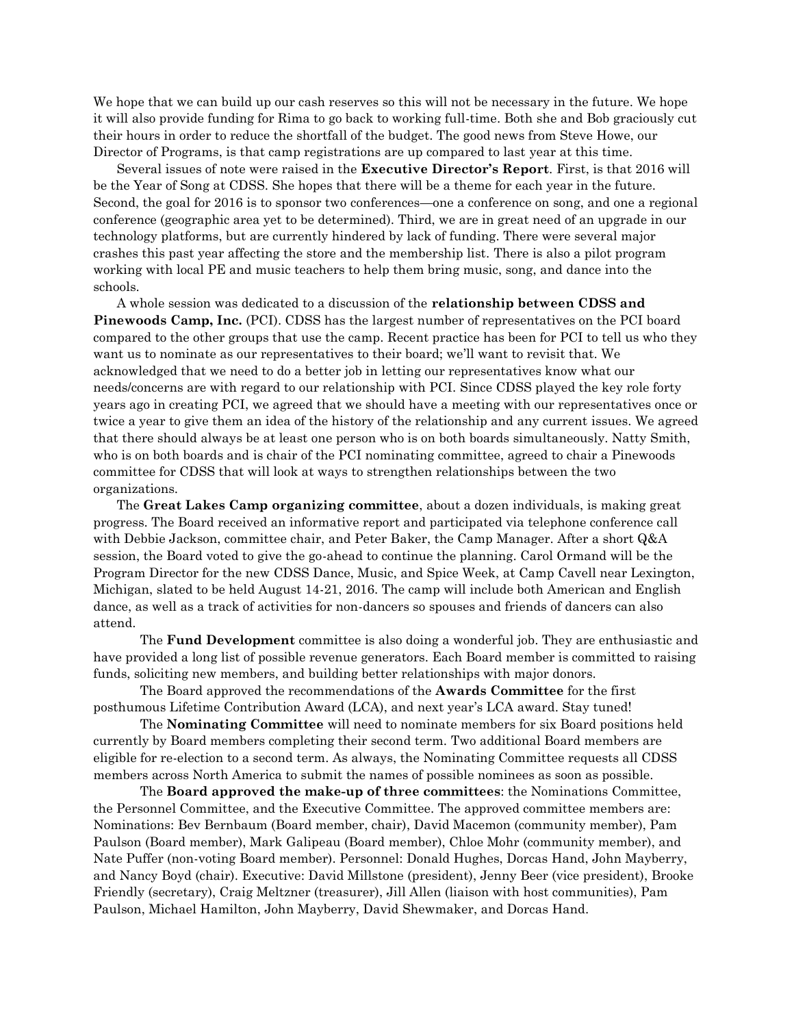We hope that we can build up our cash reserves so this will not be necessary in the future. We hope it will also provide funding for Rima to go back to working full-time. Both she and Bob graciously cut their hours in order to reduce the shortfall of the budget. The good news from Steve Howe, our Director of Programs, is that camp registrations are up compared to last year at this time.

Several issues of note were raised in the **Executive Director's Report**. First, is that 2016 will be the Year of Song at CDSS. She hopes that there will be a theme for each year in the future. Second, the goal for 2016 is to sponsor two conferences—one a conference on song, and one a regional conference (geographic area yet to be determined). Third, we are in great need of an upgrade in our technology platforms, but are currently hindered by lack of funding. There were several major crashes this past year affecting the store and the membership list. There is also a pilot program working with local PE and music teachers to help them bring music, song, and dance into the schools.

A whole session was dedicated to a discussion of the **relationship between CDSS and Pinewoods Camp, Inc.** (PCI). CDSS has the largest number of representatives on the PCI board compared to the other groups that use the camp. Recent practice has been for PCI to tell us who they want us to nominate as our representatives to their board; we'll want to revisit that. We acknowledged that we need to do a better job in letting our representatives know what our needs/concerns are with regard to our relationship with PCI. Since CDSS played the key role forty years ago in creating PCI, we agreed that we should have a meeting with our representatives once or twice a year to give them an idea of the history of the relationship and any current issues. We agreed that there should always be at least one person who is on both boards simultaneously. Natty Smith, who is on both boards and is chair of the PCI nominating committee, agreed to chair a Pinewoods committee for CDSS that will look at ways to strengthen relationships between the two organizations.

The **Great Lakes Camp organizing committee**, about a dozen individuals, is making great progress. The Board received an informative report and participated via telephone conference call with Debbie Jackson, committee chair, and Peter Baker, the Camp Manager. After a short Q&A session, the Board voted to give the go-ahead to continue the planning. Carol Ormand will be the Program Director for the new CDSS Dance, Music, and Spice Week, at Camp Cavell near Lexington, Michigan, slated to be held August 14-21, 2016. The camp will include both American and English dance, as well as a track of activities for non-dancers so spouses and friends of dancers can also attend.

The **Fund Development** committee is also doing a wonderful job. They are enthusiastic and have provided a long list of possible revenue generators. Each Board member is committed to raising funds, soliciting new members, and building better relationships with major donors.

The Board approved the recommendations of the **Awards Committee** for the first posthumous Lifetime Contribution Award (LCA), and next year's LCA award. Stay tuned!

The **Nominating Committee** will need to nominate members for six Board positions held currently by Board members completing their second term. Two additional Board members are eligible for re-election to a second term. As always, the Nominating Committee requests all CDSS members across North America to submit the names of possible nominees as soon as possible.

The **Board approved the make-up of three committees**: the Nominations Committee, the Personnel Committee, and the Executive Committee. The approved committee members are: Nominations: Bev Bernbaum (Board member, chair), David Macemon (community member), Pam Paulson (Board member), Mark Galipeau (Board member), Chloe Mohr (community member), and Nate Puffer (non-voting Board member). Personnel: Donald Hughes, Dorcas Hand, John Mayberry, and Nancy Boyd (chair). Executive: David Millstone (president), Jenny Beer (vice president), Brooke Friendly (secretary), Craig Meltzner (treasurer), Jill Allen (liaison with host communities), Pam Paulson, Michael Hamilton, John Mayberry, David Shewmaker, and Dorcas Hand.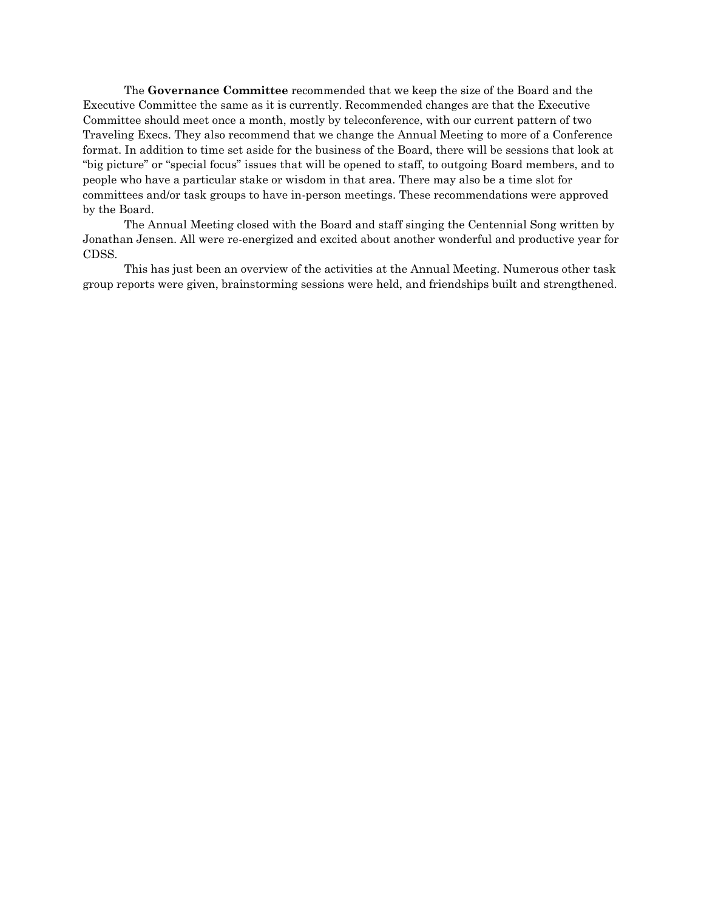The **Governance Committee** recommended that we keep the size of the Board and the Executive Committee the same as it is currently. Recommended changes are that the Executive Committee should meet once a month, mostly by teleconference, with our current pattern of two Traveling Execs. They also recommend that we change the Annual Meeting to more of a Conference format. In addition to time set aside for the business of the Board, there will be sessions that look at "big picture" or "special focus" issues that will be opened to staff, to outgoing Board members, and to people who have a particular stake or wisdom in that area. There may also be a time slot for committees and/or task groups to have in-person meetings. These recommendations were approved by the Board.

The Annual Meeting closed with the Board and staff singing the Centennial Song written by Jonathan Jensen. All were re-energized and excited about another wonderful and productive year for CDSS.

This has just been an overview of the activities at the Annual Meeting. Numerous other task group reports were given, brainstorming sessions were held, and friendships built and strengthened.